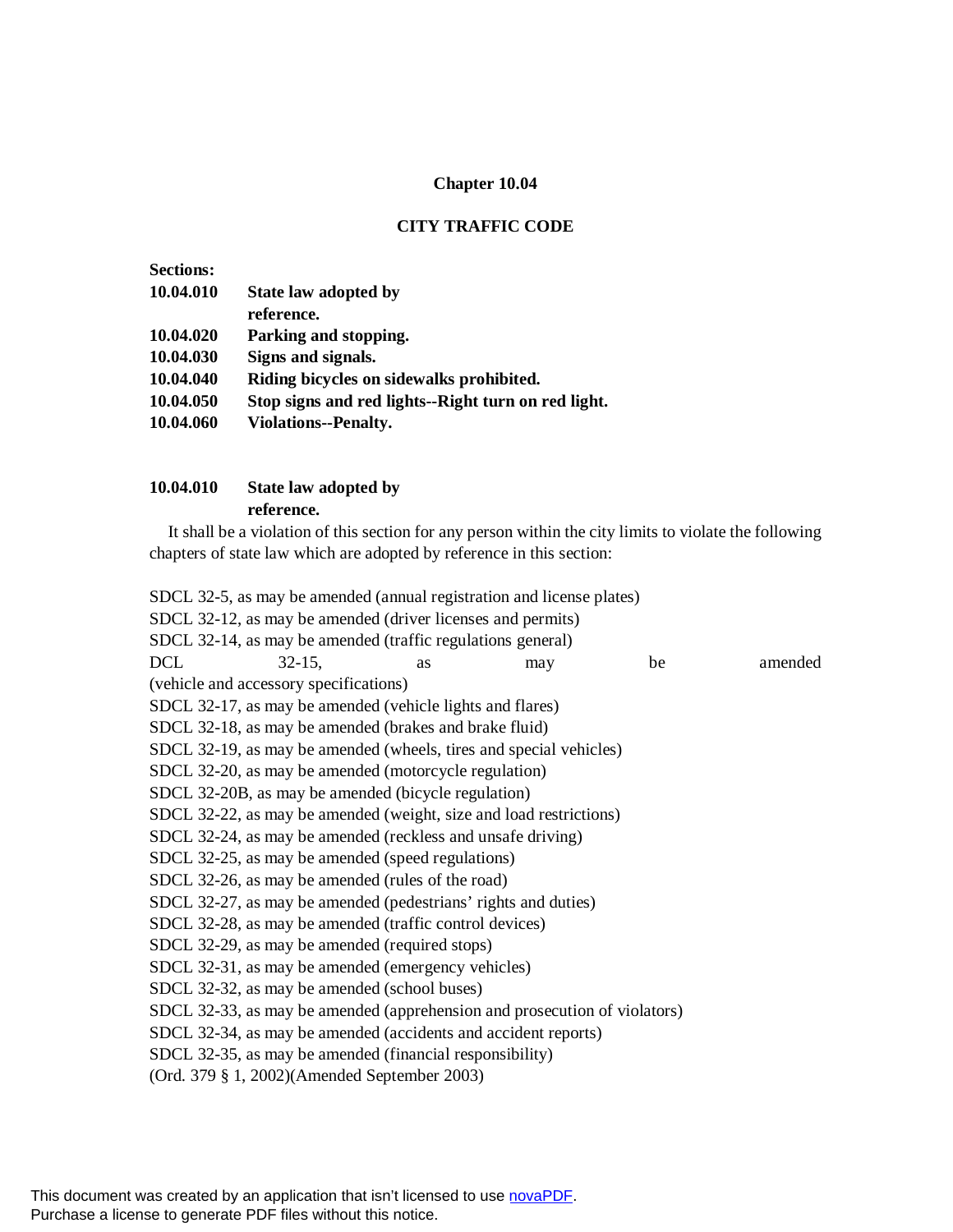# Chapter 10.04

## CITY TRAFFIC CODE

**Sections:**

**10.04.010 State law adopted by reference.**
**10.04.020 Parking and stopping.**
**10.04.030 Signs and signals.**
**10.04.040 Riding bicycles on sidewalks prohibited.**
**10.04.050 Stop signs and red lights--Right turn on red light.**
**10.04.060 Violations--Penalty.**

### 10.04.010 State law adopted by reference.

It shall be a violation of this section for any person within the city limits to violate the following chapters of state law which are adopted by reference in this section:

SDCL 32-5, as may be amended (annual registration and license plates)
SDCL 32-12, as may be amended (driver licenses and permits)
SDCL 32-14, as may be amended (traffic regulations general)
DCL 32-15, as may be amended (vehicle and accessory specifications)
SDCL 32-17, as may be amended (vehicle lights and flares)
SDCL 32-18, as may be amended (brakes and brake fluid)
SDCL 32-19, as may be amended (wheels, tires and special vehicles)
SDCL 32-20, as may be amended (motorcycle regulation)
SDCL 32-20B, as may be amended (bicycle regulation)
SDCL 32-22, as may be amended (weight, size and load restrictions)
SDCL 32-24, as may be amended (reckless and unsafe driving)
SDCL 32-25, as may be amended (speed regulations)
SDCL 32-26, as may be amended (rules of the road)
SDCL 32-27, as may be amended (pedestrians' rights and duties)
SDCL 32-28, as may be amended (traffic control devices)
SDCL 32-29, as may be amended (required stops)
SDCL 32-31, as may be amended (emergency vehicles)
SDCL 32-32, as may be amended (school buses)
SDCL 32-33, as may be amended (apprehension and prosecution of violators)
SDCL 32-34, as may be amended (accidents and accident reports)
SDCL 32-35, as may be amended (financial responsibility)
(Ord. 379 § 1, 2002)(Amended September 2003)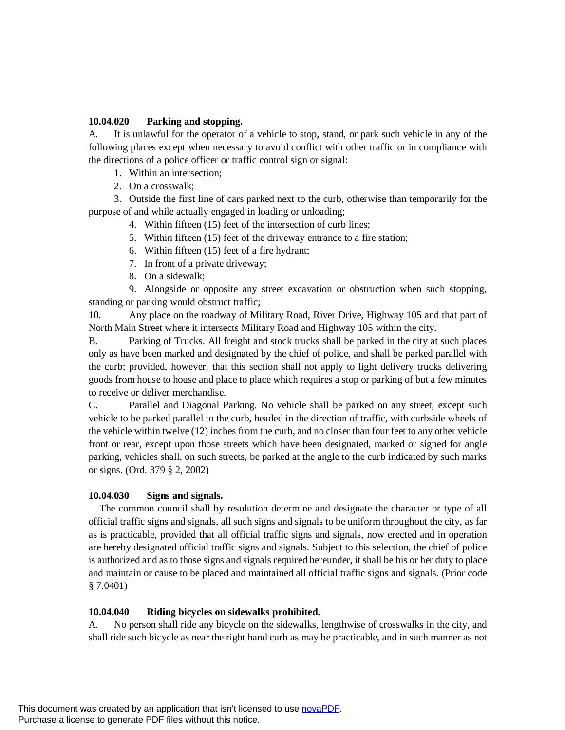**10.04.020 Parking and stopping.**

A. It is unlawful for the operator of a vehicle to stop, stand, or park such vehicle in any of the following places except when necessary to avoid conflict with other traffic or in compliance with the directions of a police officer or traffic control sign or signal:

1. Within an intersection;
2. On a crosswalk;
3. Outside the first line of cars parked next to the curb, otherwise than temporarily for the purpose of and while actually engaged in loading or unloading;
4. Within fifteen (15) feet of the intersection of curb lines;
5. Within fifteen (15) feet of the driveway entrance to a fire station;
6. Within fifteen (15) feet of a fire hydrant;
7. In front of a private driveway;
8. On a sidewalk;
9. Alongside or opposite any street excavation or obstruction when such stopping, standing or parking would obstruct traffic;
10. Any place on the roadway of Military Road, River Drive, Highway 105 and that part of North Main Street where it intersects Military Road and Highway 105 within the city.

B. Parking of Trucks. All freight and stock trucks shall be parked in the city at such places only as have been marked and designated by the chief of police, and shall be parked parallel with the curb; provided, however, that this section shall not apply to light delivery trucks delivering goods from house to house and place to place which requires a stop or parking of but a few minutes to receive or deliver merchandise.

C. Parallel and Diagonal Parking. No vehicle shall be parked on any street, except such vehicle to be parked parallel to the curb, headed in the direction of traffic, with curbside wheels of the vehicle within twelve (12) inches from the curb, and no closer than four feet to any other vehicle front or rear, except upon those streets which have been designated, marked or signed for angle parking, vehicles shall, on such streets, be parked at the angle to the curb indicated by such marks or signs. (Ord. 379 § 2, 2002)

**10.04.030 Signs and signals.**

The common council shall by resolution determine and designate the character or type of all official traffic signs and signals, all such signs and signals to be uniform throughout the city, as far as is practicable, provided that all official traffic signs and signals, now erected and in operation are hereby designated official traffic signs and signals. Subject to this selection, the chief of police is authorized and as to those signs and signals required hereunder, it shall be his or her duty to place and maintain or cause to be placed and maintained all official traffic signs and signals. (Prior code § 7.0401)

**10.04.040 Riding bicycles on sidewalks prohibited.**

A. No person shall ride any bicycle on the sidewalks, lengthwise of crosswalks in the city, and shall ride such bicycle as near the right hand curb as may be practicable, and in such manner as not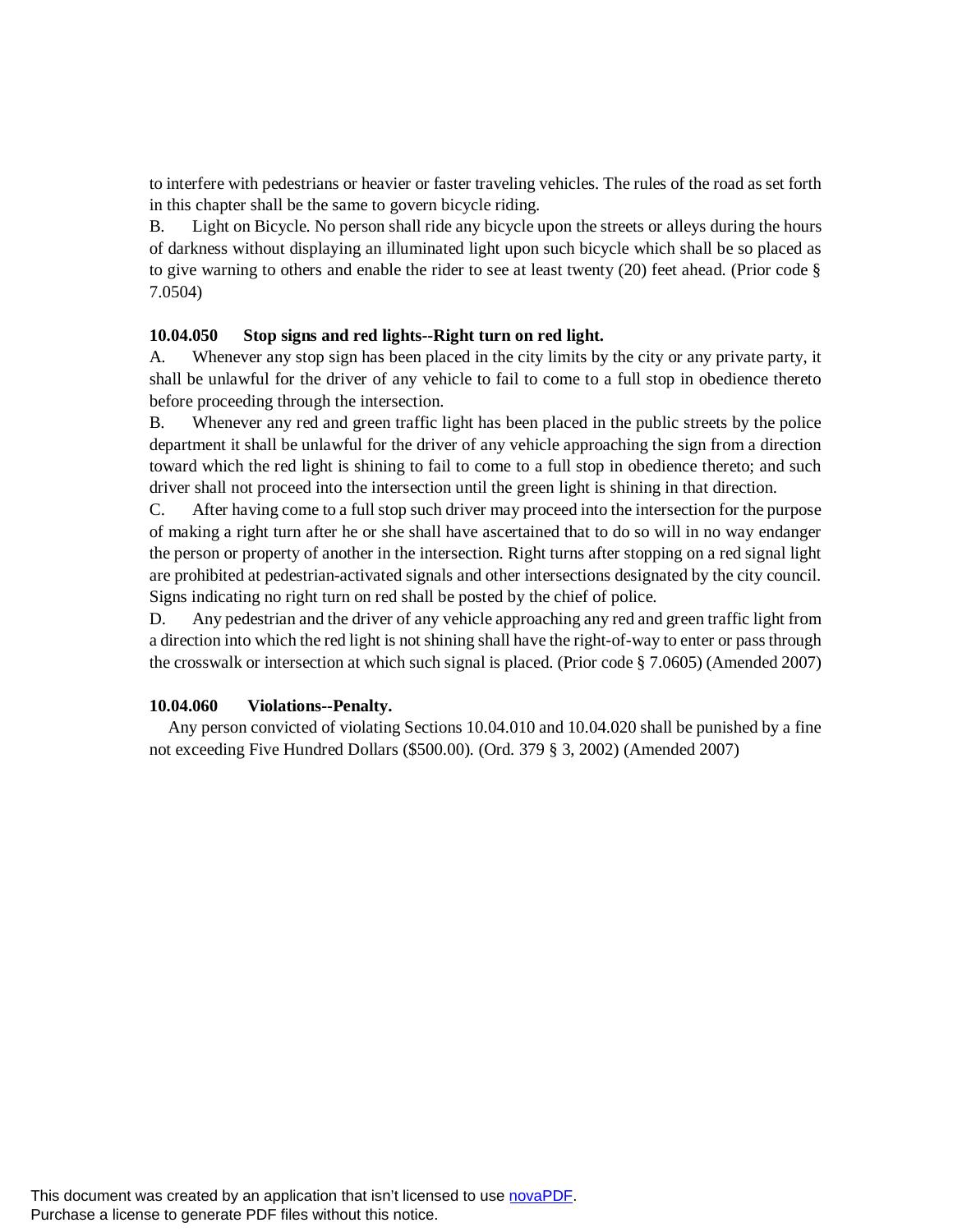to interfere with pedestrians or heavier or faster traveling vehicles. The rules of the road as set forth in this chapter shall be the same to govern bicycle riding.

B. Light on Bicycle. No person shall ride any bicycle upon the streets or alleys during the hours of darkness without displaying an illuminated light upon such bicycle which shall be so placed as to give warning to others and enable the rider to see at least twenty (20) feet ahead. (Prior code § 7.0504)

**10.04.050 Stop signs and red lights--Right turn on red light.**

A. Whenever any stop sign has been placed in the city limits by the city or any private party, it shall be unlawful for the driver of any vehicle to fail to come to a full stop in obedience thereto before proceeding through the intersection.

B. Whenever any red and green traffic light has been placed in the public streets by the police department it shall be unlawful for the driver of any vehicle approaching the sign from a direction toward which the red light is shining to fail to come to a full stop in obedience thereto; and such driver shall not proceed into the intersection until the green light is shining in that direction.

C. After having come to a full stop such driver may proceed into the intersection for the purpose of making a right turn after he or she shall have ascertained that to do so will in no way endanger the person or property of another in the intersection. Right turns after stopping on a red signal light are prohibited at pedestrian-activated signals and other intersections designated by the city council. Signs indicating no right turn on red shall be posted by the chief of police.

D. Any pedestrian and the driver of any vehicle approaching any red and green traffic light from a direction into which the red light is not shining shall have the right-of-way to enter or pass through the crosswalk or intersection at which such signal is placed. (Prior code § 7.0605) (Amended 2007)

**10.04.060 Violations--Penalty.**

Any person convicted of violating Sections 10.04.010 and 10.04.020 shall be punished by a fine not exceeding Five Hundred Dollars ($500.00). (Ord. 379 § 3, 2002) (Amended 2007)